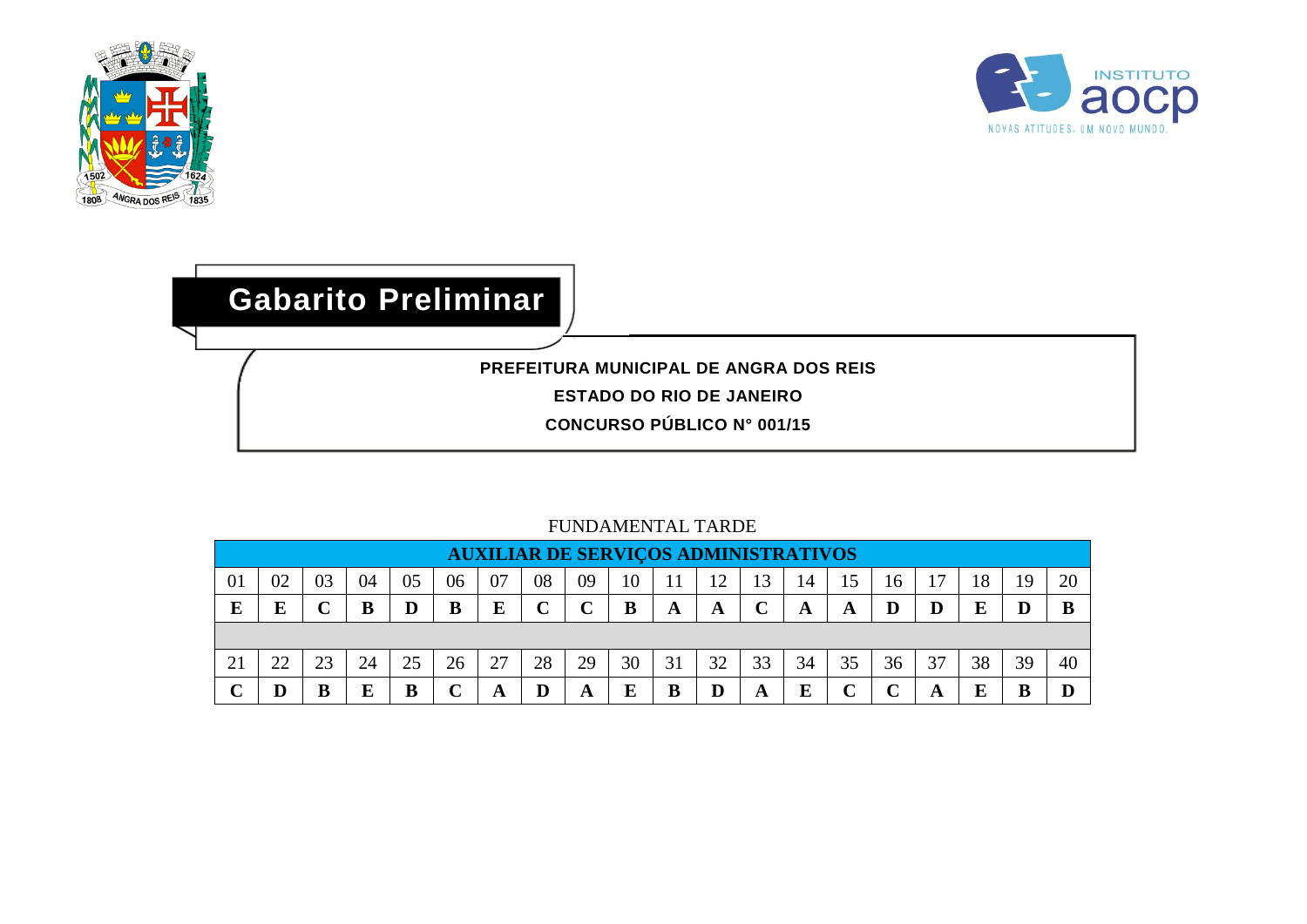# Gabarito Preliminar

**PREFEITURA MUNICIPAL DE ANGRA DOS REIS**

**ESTADO DO RIO DE JANEIRO**

**CONCURSO PÚBLICO N° 001/15**

FUNDAMENTAL TARDE

| AUXILIAR DE SERVIÇOS ADMINISTRATIVOS | | | | | | | | | | | | | | | | | | | |
|---|---|---|---|---|---|---|---|---|---|---|---|---|---|---|---|---|---|---|---|
| 01 | 02 | 03 | 04 | 05 | 06 | 07 | 08 | 09 | 10 | 11 | 12 | 13 | 14 | 15 | 16 | 17 | 18 | 19 | 20 |
| **E** | **E** | **C** | **B** | **D** | **B** | **E** | **C** | **C** | **B** | **A** | **A** | **C** | **A** | **A** | **D** | **D** | **E** | **D** | **B** |
| 21 | 22 | 23 | 24 | 25 | 26 | 27 | 28 | 29 | 30 | 31 | 32 | 33 | 34 | 35 | 36 | 37 | 38 | 39 | 40 |
| **C** | **D** | **B** | **E** | **B** | **C** | **A** | **D** | **A** | **E** | **B** | **D** | **A** | **E** | **C** | **C** | **A** | **E** | **B** | **D** |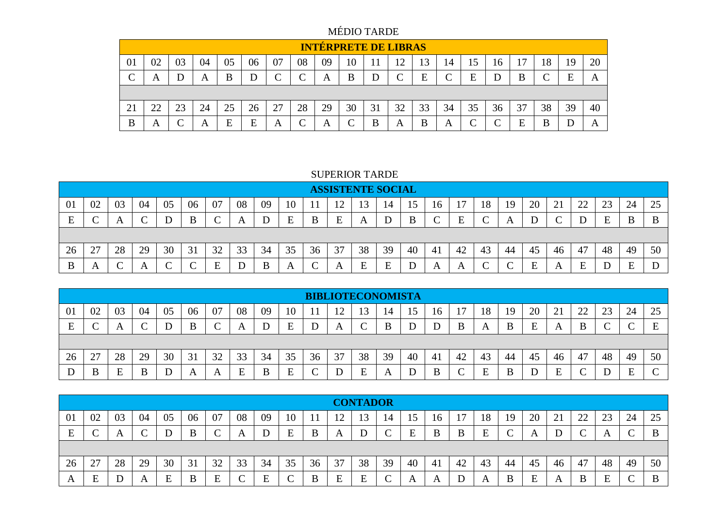## MÉDIO TARDE

| INTÉRPRETE DE LIBRAS | | | | | | | | | | | | | | | | | | | |
|---|---|---|---|---|---|---|---|---|---|---|---|---|---|---|---|---|---|---|---|
| 01 | 02 | 03 | 04 | 05 | 06 | 07 | 08 | 09 | 10 | 11 | 12 | 13 | 14 | 15 | 16 | 17 | 18 | 19 | 20 |
| C | A | D | A | B | D | C | C | A | B | D | C | E | C | E | D | B | C | E | A |
| | | | | | | | | | | | | | | | | | | | |
| 21 | 22 | 23 | 24 | 25 | 26 | 27 | 28 | 29 | 30 | 31 | 32 | 33 | 34 | 35 | 36 | 37 | 38 | 39 | 40 |
| B | A | C | A | E | E | A | C | A | C | B | A | B | A | C | C | E | B | D | A |

## SUPERIOR TARDE

| ASSISTENTE SOCIAL | | | | | | | | | | | | | | | | | | | | | | | | |
|---|---|---|---|---|---|---|---|---|---|---|---|---|---|---|---|---|---|---|---|---|---|---|---|---|
| 01 | 02 | 03 | 04 | 05 | 06 | 07 | 08 | 09 | 10 | 11 | 12 | 13 | 14 | 15 | 16 | 17 | 18 | 19 | 20 | 21 | 22 | 23 | 24 | 25 |
| E | C | A | C | D | B | C | A | D | E | B | E | A | D | B | C | E | C | A | D | C | D | E | B | B |
| | | | | | | | | | | | | | | | | | | | | | | | | |
| 26 | 27 | 28 | 29 | 30 | 31 | 32 | 33 | 34 | 35 | 36 | 37 | 38 | 39 | 40 | 41 | 42 | 43 | 44 | 45 | 46 | 47 | 48 | 49 | 50 |
| B | A | C | A | C | C | E | D | B | A | C | A | E | E | D | A | A | C | C | E | A | E | D | E | D |

| BIBLIOTECONOMISTA | | | | | | | | | | | | | | | | | | | | | | | | |
|---|---|---|---|---|---|---|---|---|---|---|---|---|---|---|---|---|---|---|---|---|---|---|---|---|
| 01 | 02 | 03 | 04 | 05 | 06 | 07 | 08 | 09 | 10 | 11 | 12 | 13 | 14 | 15 | 16 | 17 | 18 | 19 | 20 | 21 | 22 | 23 | 24 | 25 |
| E | C | A | C | D | B | C | A | D | E | D | A | C | B | D | D | B | A | B | E | A | B | C | C | E |
| | | | | | | | | | | | | | | | | | | | | | | | | |
| 26 | 27 | 28 | 29 | 30 | 31 | 32 | 33 | 34 | 35 | 36 | 37 | 38 | 39 | 40 | 41 | 42 | 43 | 44 | 45 | 46 | 47 | 48 | 49 | 50 |
| D | B | E | B | D | A | A | E | B | E | C | D | E | A | D | B | C | E | B | D | E | C | D | E | C |

| CONTADOR | | | | | | | | | | | | | | | | | | | | | | | | |
|---|---|---|---|---|---|---|---|---|---|---|---|---|---|---|---|---|---|---|---|---|---|---|---|---|
| 01 | 02 | 03 | 04 | 05 | 06 | 07 | 08 | 09 | 10 | 11 | 12 | 13 | 14 | 15 | 16 | 17 | 18 | 19 | 20 | 21 | 22 | 23 | 24 | 25 |
| E | C | A | C | D | B | C | A | D | E | B | A | D | C | E | B | B | E | C | A | D | C | A | C | B |
| | | | | | | | | | | | | | | | | | | | | | | | | |
| 26 | 27 | 28 | 29 | 30 | 31 | 32 | 33 | 34 | 35 | 36 | 37 | 38 | 39 | 40 | 41 | 42 | 43 | 44 | 45 | 46 | 47 | 48 | 49 | 50 |
| A | E | D | A | E | B | E | C | E | C | B | E | E | C | A | A | D | A | B | E | A | B | E | C | B |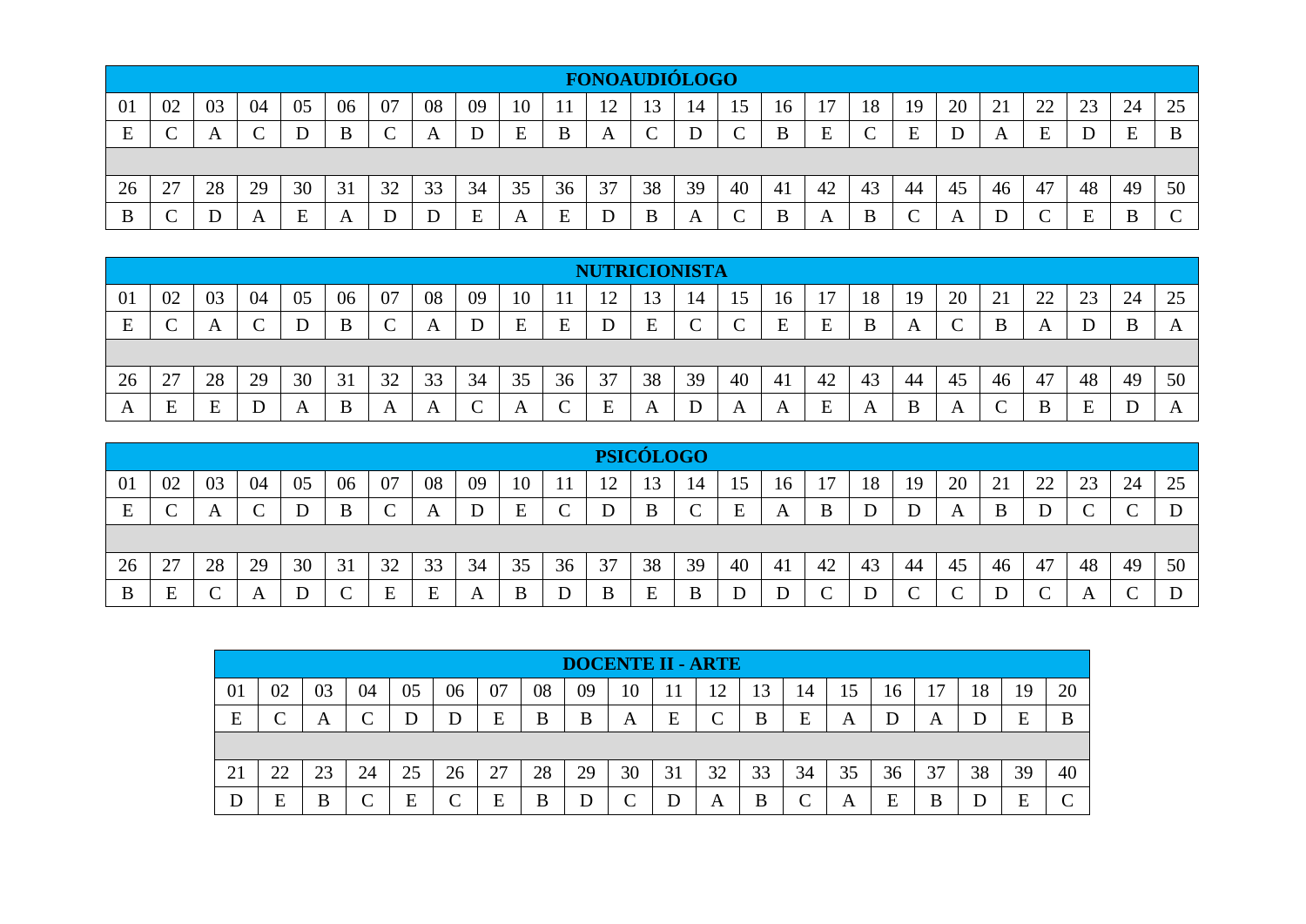| FONOAUDIÓLOGO | | | | | | | | | | | | | | | | | | | | | | | | |
|---|---|---|---|---|---|---|---|---|---|---|---|---|---|---|---|---|---|---|---|---|---|---|---|---|
| 01 | 02 | 03 | 04 | 05 | 06 | 07 | 08 | 09 | 10 | 11 | 12 | 13 | 14 | 15 | 16 | 17 | 18 | 19 | 20 | 21 | 22 | 23 | 24 | 25 |
| E | C | A | C | D | B | C | A | D | E | B | A | C | D | C | B | E | C | E | D | A | E | D | E | B |
| | | | | | | | | | | | | | | | | | | | | | | | | |
| 26 | 27 | 28 | 29 | 30 | 31 | 32 | 33 | 34 | 35 | 36 | 37 | 38 | 39 | 40 | 41 | 42 | 43 | 44 | 45 | 46 | 47 | 48 | 49 | 50 |
| B | C | D | A | E | A | D | D | E | A | E | D | B | A | C | B | A | B | C | A | D | C | E | B | C |

| NUTRICIONISTA | | | | | | | | | | | | | | | | | | | | | | | | |
|---|---|---|---|---|---|---|---|---|---|---|---|---|---|---|---|---|---|---|---|---|---|---|---|---|
| 01 | 02 | 03 | 04 | 05 | 06 | 07 | 08 | 09 | 10 | 11 | 12 | 13 | 14 | 15 | 16 | 17 | 18 | 19 | 20 | 21 | 22 | 23 | 24 | 25 |
| E | C | A | C | D | B | C | A | D | E | E | D | E | C | C | E | E | B | A | C | B | A | D | B | A |
| | | | | | | | | | | | | | | | | | | | | | | | | |
| 26 | 27 | 28 | 29 | 30 | 31 | 32 | 33 | 34 | 35 | 36 | 37 | 38 | 39 | 40 | 41 | 42 | 43 | 44 | 45 | 46 | 47 | 48 | 49 | 50 |
| A | E | E | D | A | B | A | A | C | A | C | E | A | D | A | A | E | A | B | A | C | B | E | D | A |

| PSICÓLOGO | | | | | | | | | | | | | | | | | | | | | | | | |
|---|---|---|---|---|---|---|---|---|---|---|---|---|---|---|---|---|---|---|---|---|---|---|---|---|
| 01 | 02 | 03 | 04 | 05 | 06 | 07 | 08 | 09 | 10 | 11 | 12 | 13 | 14 | 15 | 16 | 17 | 18 | 19 | 20 | 21 | 22 | 23 | 24 | 25 |
| E | C | A | C | D | B | C | A | D | E | C | D | B | C | E | A | B | D | D | A | B | D | C | C | D |
| | | | | | | | | | | | | | | | | | | | | | | | | |
| 26 | 27 | 28 | 29 | 30 | 31 | 32 | 33 | 34 | 35 | 36 | 37 | 38 | 39 | 40 | 41 | 42 | 43 | 44 | 45 | 46 | 47 | 48 | 49 | 50 |
| B | E | C | A | D | C | E | E | A | B | D | B | E | B | D | D | C | D | C | C | D | C | A | C | D |

| DOCENTE II - ARTE | | | | | | | | | | | | | | | | | | | |
|---|---|---|---|---|---|---|---|---|---|---|---|---|---|---|---|---|---|---|---|
| 01 | 02 | 03 | 04 | 05 | 06 | 07 | 08 | 09 | 10 | 11 | 12 | 13 | 14 | 15 | 16 | 17 | 18 | 19 | 20 |
| E | C | A | C | D | D | E | B | B | A | E | C | B | E | A | D | A | D | E | B |
| | | | | | | | | | | | | | | | | | | | |
| 21 | 22 | 23 | 24 | 25 | 26 | 27 | 28 | 29 | 30 | 31 | 32 | 33 | 34 | 35 | 36 | 37 | 38 | 39 | 40 |
| D | E | B | C | E | C | E | B | D | C | D | A | B | C | A | E | B | D | E | C |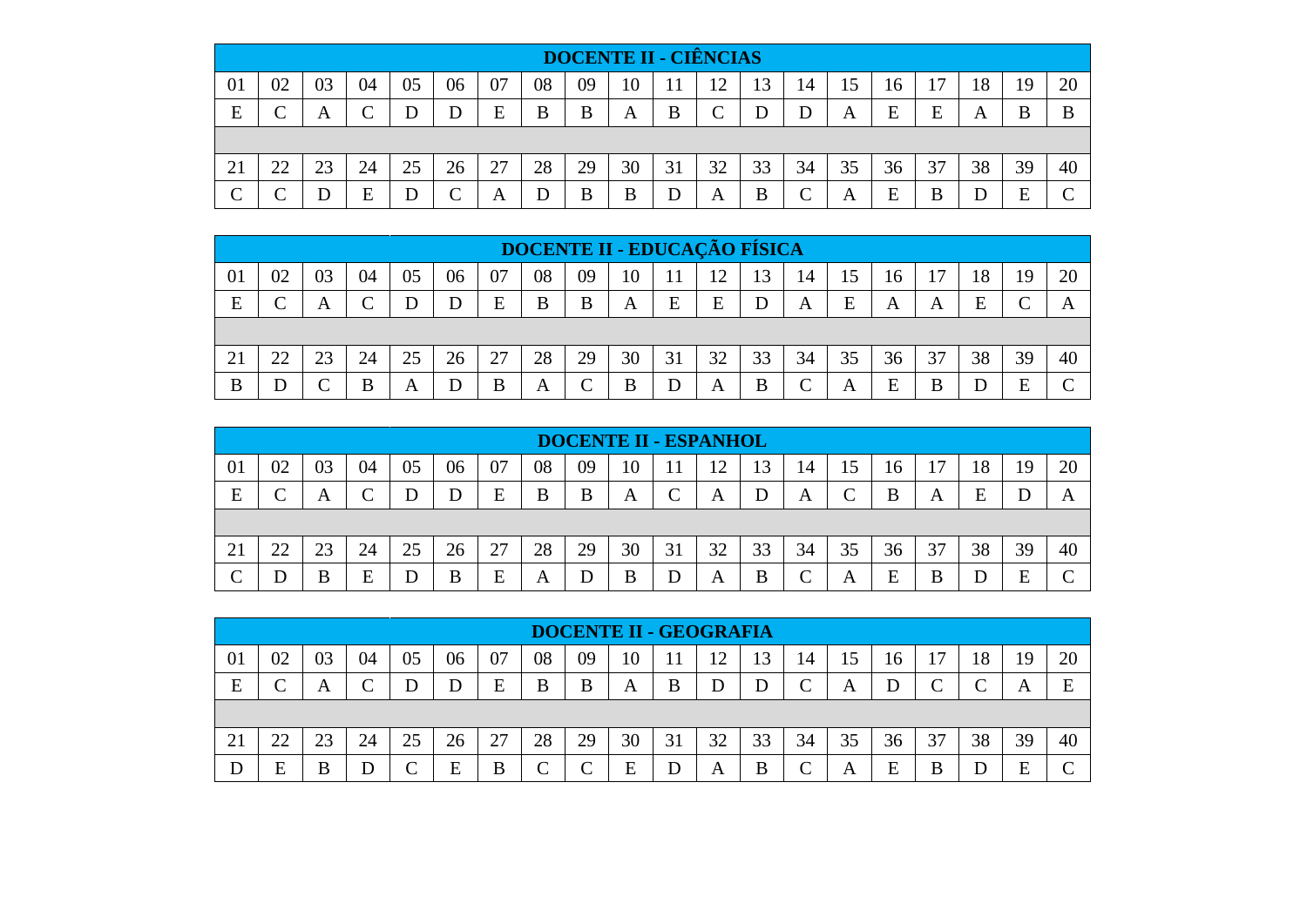| DOCENTE II - CIÊNCIAS | | | | | | | | | | | | | | | | | | | |
|---|---|---|---|---|---|---|---|---|---|---|---|---|---|---|---|---|---|---|---|
| 01 | 02 | 03 | 04 | 05 | 06 | 07 | 08 | 09 | 10 | 11 | 12 | 13 | 14 | 15 | 16 | 17 | 18 | 19 | 20 |
| E | C | A | C | D | D | E | B | B | A | B | C | D | D | A | E | E | A | B | B |
| 21 | 22 | 23 | 24 | 25 | 26 | 27 | 28 | 29 | 30 | 31 | 32 | 33 | 34 | 35 | 36 | 37 | 38 | 39 | 40 |
| C | C | D | E | D | C | A | D | B | B | D | A | B | C | A | E | B | D | E | C |

| DOCENTE II - EDUCAÇÃO FÍSICA | | | | | | | | | | | | | | | | | | | |
|---|---|---|---|---|---|---|---|---|---|---|---|---|---|---|---|---|---|---|---|
| 01 | 02 | 03 | 04 | 05 | 06 | 07 | 08 | 09 | 10 | 11 | 12 | 13 | 14 | 15 | 16 | 17 | 18 | 19 | 20 |
| E | C | A | C | D | D | E | B | B | A | E | E | D | A | E | A | A | E | C | A |
| 21 | 22 | 23 | 24 | 25 | 26 | 27 | 28 | 29 | 30 | 31 | 32 | 33 | 34 | 35 | 36 | 37 | 38 | 39 | 40 |
| B | D | C | B | A | D | B | A | C | B | D | A | B | C | A | E | B | D | E | C |

| DOCENTE II - ESPANHOL | | | | | | | | | | | | | | | | | | | |
|---|---|---|---|---|---|---|---|---|---|---|---|---|---|---|---|---|---|---|---|
| 01 | 02 | 03 | 04 | 05 | 06 | 07 | 08 | 09 | 10 | 11 | 12 | 13 | 14 | 15 | 16 | 17 | 18 | 19 | 20 |
| E | C | A | C | D | D | E | B | B | A | C | A | D | A | C | B | A | E | D | A |
| 21 | 22 | 23 | 24 | 25 | 26 | 27 | 28 | 29 | 30 | 31 | 32 | 33 | 34 | 35 | 36 | 37 | 38 | 39 | 40 |
| C | D | B | E | D | B | E | A | D | B | D | A | B | C | A | E | B | D | E | C |

| DOCENTE II - GEOGRAFIA | | | | | | | | | | | | | | | | | | | |
|---|---|---|---|---|---|---|---|---|---|---|---|---|---|---|---|---|---|---|---|
| 01 | 02 | 03 | 04 | 05 | 06 | 07 | 08 | 09 | 10 | 11 | 12 | 13 | 14 | 15 | 16 | 17 | 18 | 19 | 20 |
| E | C | A | C | D | D | E | B | B | A | B | D | D | C | A | D | C | C | A | E |
| 21 | 22 | 23 | 24 | 25 | 26 | 27 | 28 | 29 | 30 | 31 | 32 | 33 | 34 | 35 | 36 | 37 | 38 | 39 | 40 |
| D | E | B | D | C | E | B | C | C | E | D | A | B | C | A | E | B | D | E | C |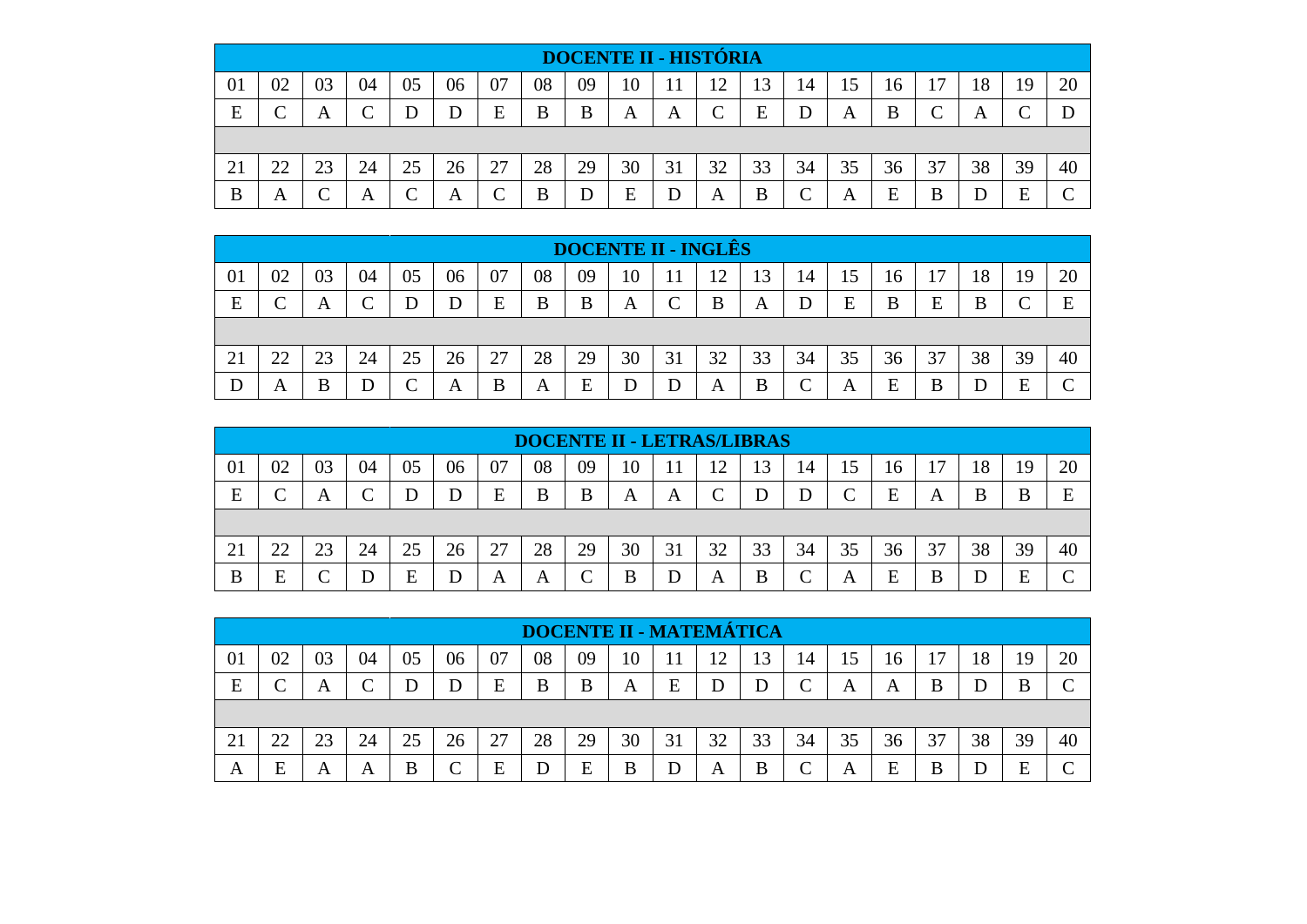| DOCENTE II - HISTÓRIA | | | | | | | | | | | | | | | | | | | |
|---|---|---|---|---|---|---|---|---|---|---|---|---|---|---|---|---|---|---|---|
| 01 | 02 | 03 | 04 | 05 | 06 | 07 | 08 | 09 | 10 | 11 | 12 | 13 | 14 | 15 | 16 | 17 | 18 | 19 | 20 |
| E | C | A | C | D | D | E | B | B | A | A | C | E | D | A | B | C | A | C | D |
| | | | | | | | | | | | | | | | | | | | |
| 21 | 22 | 23 | 24 | 25 | 26 | 27 | 28 | 29 | 30 | 31 | 32 | 33 | 34 | 35 | 36 | 37 | 38 | 39 | 40 |
| B | A | C | A | C | A | C | B | D | E | D | A | B | C | A | E | B | D | E | C |

| DOCENTE II - INGLÊS | | | | | | | | | | | | | | | | | | | |
|---|---|---|---|---|---|---|---|---|---|---|---|---|---|---|---|---|---|---|---|
| 01 | 02 | 03 | 04 | 05 | 06 | 07 | 08 | 09 | 10 | 11 | 12 | 13 | 14 | 15 | 16 | 17 | 18 | 19 | 20 |
| E | C | A | C | D | D | E | B | B | A | C | B | A | D | E | B | E | B | C | E |
| | | | | | | | | | | | | | | | | | | | |
| 21 | 22 | 23 | 24 | 25 | 26 | 27 | 28 | 29 | 30 | 31 | 32 | 33 | 34 | 35 | 36 | 37 | 38 | 39 | 40 |
| D | A | B | D | C | A | B | A | E | D | D | A | B | C | A | E | B | D | E | C |

| DOCENTE II - LETRAS/LIBRAS | | | | | | | | | | | | | | | | | | | |
|---|---|---|---|---|---|---|---|---|---|---|---|---|---|---|---|---|---|---|---|
| 01 | 02 | 03 | 04 | 05 | 06 | 07 | 08 | 09 | 10 | 11 | 12 | 13 | 14 | 15 | 16 | 17 | 18 | 19 | 20 |
| E | C | A | C | D | D | E | B | B | A | A | C | D | D | C | E | A | B | B | E |
| | | | | | | | | | | | | | | | | | | | |
| 21 | 22 | 23 | 24 | 25 | 26 | 27 | 28 | 29 | 30 | 31 | 32 | 33 | 34 | 35 | 36 | 37 | 38 | 39 | 40 |
| B | E | C | D | E | D | A | A | C | B | D | A | B | C | A | E | B | D | E | C |

| DOCENTE II - MATEMÁTICA | | | | | | | | | | | | | | | | | | | |
|---|---|---|---|---|---|---|---|---|---|---|---|---|---|---|---|---|---|---|---|
| 01 | 02 | 03 | 04 | 05 | 06 | 07 | 08 | 09 | 10 | 11 | 12 | 13 | 14 | 15 | 16 | 17 | 18 | 19 | 20 |
| E | C | A | C | D | D | E | B | B | A | E | D | D | C | A | A | B | D | B | C |
| | | | | | | | | | | | | | | | | | | | |
| 21 | 22 | 23 | 24 | 25 | 26 | 27 | 28 | 29 | 30 | 31 | 32 | 33 | 34 | 35 | 36 | 37 | 38 | 39 | 40 |
| A | E | A | A | B | C | E | D | E | B | D | A | B | C | A | E | B | D | E | C |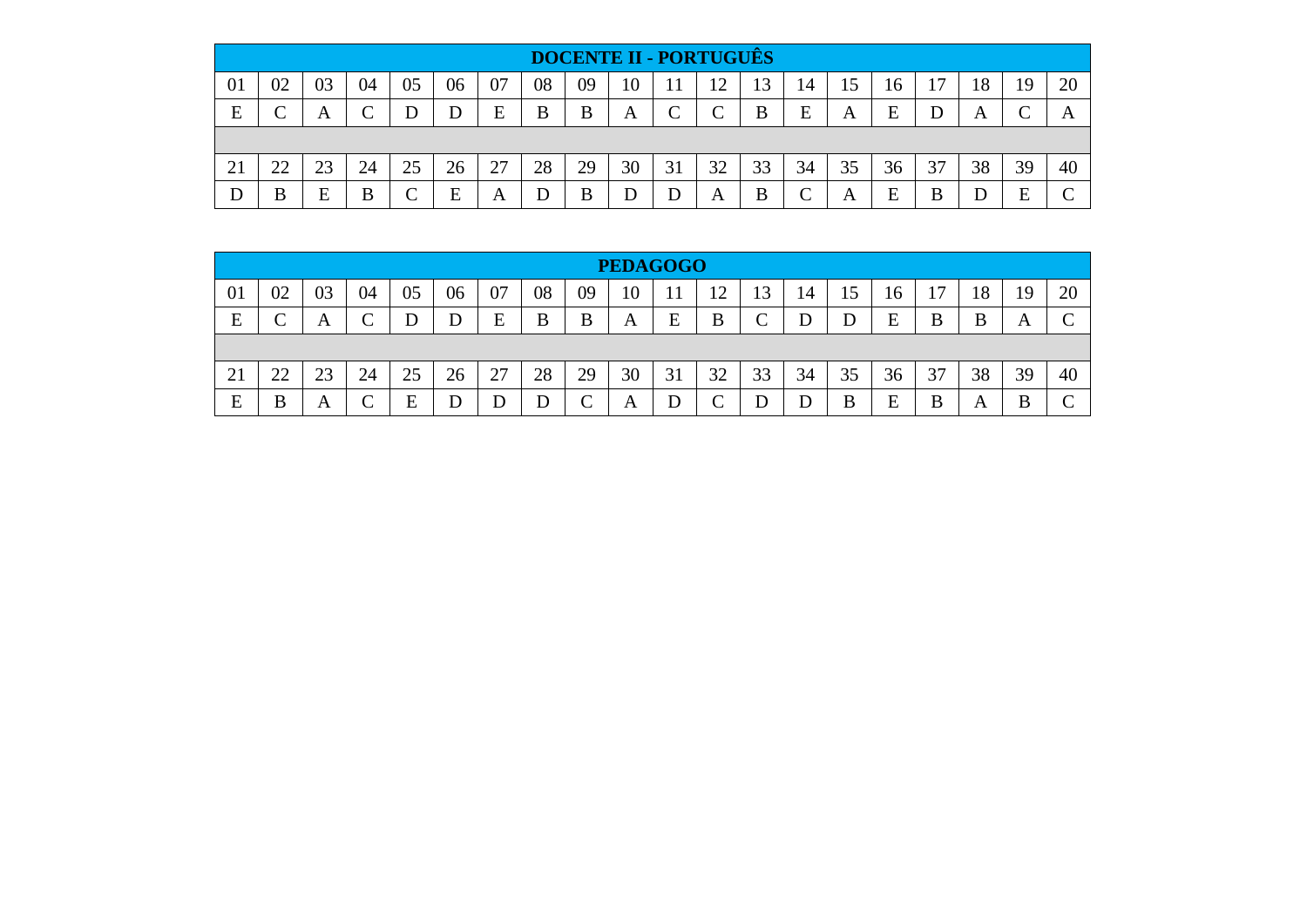| DOCENTE II - PORTUGUÊS | | | | | | | | | | | | | | | | | | | |
|---|---|---|---|---|---|---|---|---|---|---|---|---|---|---|---|---|---|---|---|
| 01 | 02 | 03 | 04 | 05 | 06 | 07 | 08 | 09 | 10 | 11 | 12 | 13 | 14 | 15 | 16 | 17 | 18 | 19 | 20 |
| E | C | A | C | D | D | E | B | B | A | C | C | B | E | A | E | D | A | C | A |
| | | | | | | | | | | | | | | | | | | | |
| 21 | 22 | 23 | 24 | 25 | 26 | 27 | 28 | 29 | 30 | 31 | 32 | 33 | 34 | 35 | 36 | 37 | 38 | 39 | 40 |
| D | B | E | B | C | E | A | D | B | D | D | A | B | C | A | E | B | D | E | C |

| PEDAGOGO | | | | | | | | | | | | | | | | | | | |
|---|---|---|---|---|---|---|---|---|---|---|---|---|---|---|---|---|---|---|---|
| 01 | 02 | 03 | 04 | 05 | 06 | 07 | 08 | 09 | 10 | 11 | 12 | 13 | 14 | 15 | 16 | 17 | 18 | 19 | 20 |
| E | C | A | C | D | D | E | B | B | A | E | B | C | D | D | E | B | B | A | C |
| | | | | | | | | | | | | | | | | | | | |
| 21 | 22 | 23 | 24 | 25 | 26 | 27 | 28 | 29 | 30 | 31 | 32 | 33 | 34 | 35 | 36 | 37 | 38 | 39 | 40 |
| E | B | A | C | E | D | D | D | C | A | D | C | D | D | B | E | B | A | B | C |